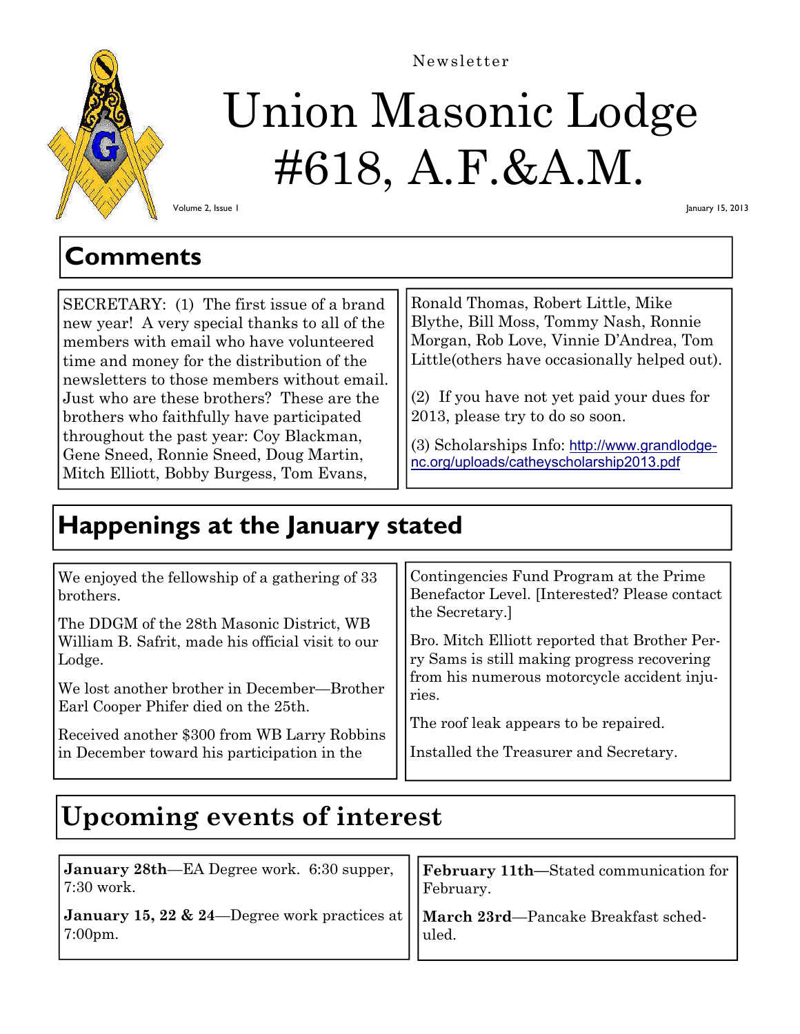Newsletter

# Union Masonic Lodge #618, A.F.&A.M.

Volume 2, Issue 1

January 15, 2013

## Comments

SECRETARY: (1) The first issue of a brand new year! A very special thanks to all of the members with email who have volunteered time and money for the distribution of the newsletters to those members without email. Just who are these brothers? These are the brothers who faithfully have participated throughout the past year: Coy Blackman, Gene Sneed, Ronnie Sneed, Doug Martin, Mitch Elliott, Bobby Burgess, Tom Evans, Ronald Thomas, Robert Little, Mike Blythe, Bill Moss, Tommy Nash, Ronnie Morgan, Rob Love, Vinnie D'Andrea, Tom Little(others have occasionally helped out).

(2) If you have not yet paid your dues for 2013, please try to do so soon.

(3) Scholarships Info: http://www.grandlodge-nc.org/uploads/catheyscholarship2013.pdf

## Happenings at the January stated

We enjoyed the fellowship of a gathering of 33 brothers.

The DDGM of the 28th Masonic District, WB William B. Safrit, made his official visit to our Lodge.

We lost another brother in December—Brother Earl Cooper Phifer died on the 25th.

Received another $300 from WB Larry Robbins in December toward his participation in the Contingencies Fund Program at the Prime Benefactor Level. [Interested? Please contact the Secretary.]

Bro. Mitch Elliott reported that Brother Perry Sams is still making progress recovering from his numerous motorcycle accident injuries.

The roof leak appears to be repaired.

Installed the Treasurer and Secretary.

## Upcoming events of interest

**January 28th**—EA Degree work. 6:30 supper, 7:30 work.

**January 15, 22 & 24**—Degree work practices at 7:00pm.

**February 11th**—Stated communication for February.

**March 23rd**—Pancake Breakfast scheduled.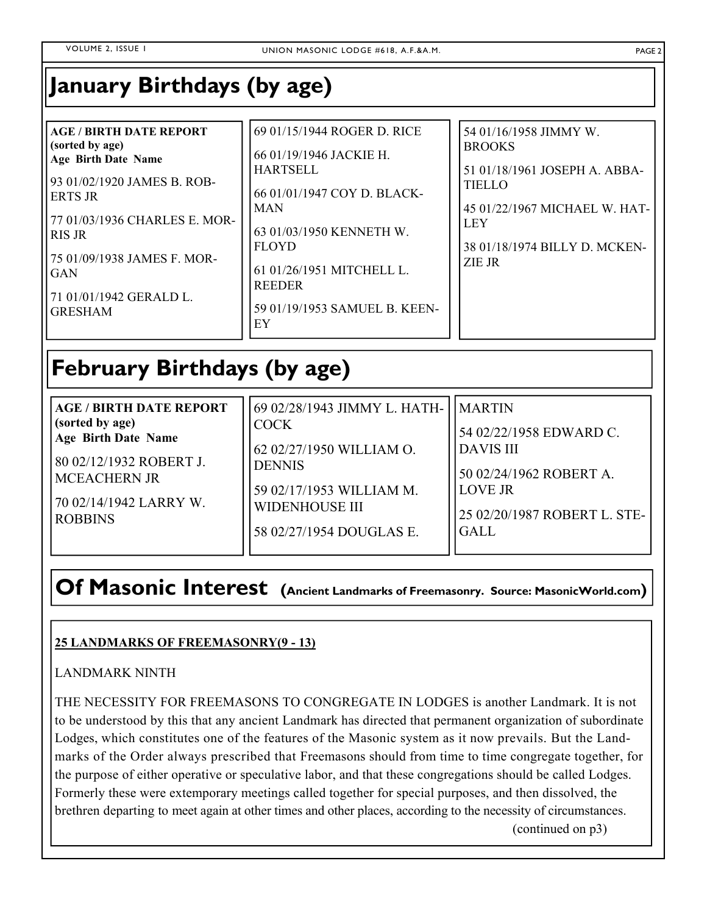# January Birthdays (by age)

**AGE / BIRTH DATE REPORT (sorted by age)**
**Age Birth Date Name**

93 01/02/1920 JAMES B. ROBERTS JR

77 01/03/1936 CHARLES E. MORRIS JR

75 01/09/1938 JAMES F. MORGAN

71 01/01/1942 GERALD L. GRESHAM

69 01/15/1944 ROGER D. RICE

66 01/19/1946 JACKIE H. HARTSELL

66 01/01/1947 COY D. BLACKMAN

63 01/03/1950 KENNETH W. FLOYD

61 01/26/1951 MITCHELL L. REEDER

59 01/19/1953 SAMUEL B. KEENEY

54 01/16/1958 JIMMY W. BROOKS

51 01/18/1961 JOSEPH A. ABBATIELLO

45 01/22/1967 MICHAEL W. HATLEY

38 01/18/1974 BILLY D. MCKENZIE JR

# February Birthdays (by age)

**AGE / BIRTH DATE REPORT (sorted by age)**
**Age Birth Date Name**

80 02/12/1932 ROBERT J. MCEACHERN JR

70 02/14/1942 LARRY W. ROBBINS

69 02/28/1943 JIMMY L. HATHCOCK

62 02/27/1950 WILLIAM O. DENNIS

59 02/17/1953 WILLIAM M. WIDENHOUSE III

58 02/27/1954 DOUGLAS E. MARTIN

54 02/22/1958 EDWARD C. DAVIS III

50 02/24/1962 ROBERT A. LOVE JR

25 02/20/1987 ROBERT L. STEGALL

# Of Masonic Interest (Ancient Landmarks of Freemasonry. Source: MasonicWorld.com)

**25 LANDMARKS OF FREEMASONRY(9 - 13)**

LANDMARK NINTH

THE NECESSITY FOR FREEMASONS TO CONGREGATE IN LODGES is another Landmark. It is not to be understood by this that any ancient Landmark has directed that permanent organization of subordinate Lodges, which constitutes one of the features of the Masonic system as it now prevails. But the Landmarks of the Order always prescribed that Freemasons should from time to time congregate together, for the purpose of either operative or speculative labor, and that these congregations should be called Lodges. Formerly these were extemporary meetings called together for special purposes, and then dissolved, the brethren departing to meet again at other times and other places, according to the necessity of circumstances.

(continued on p3)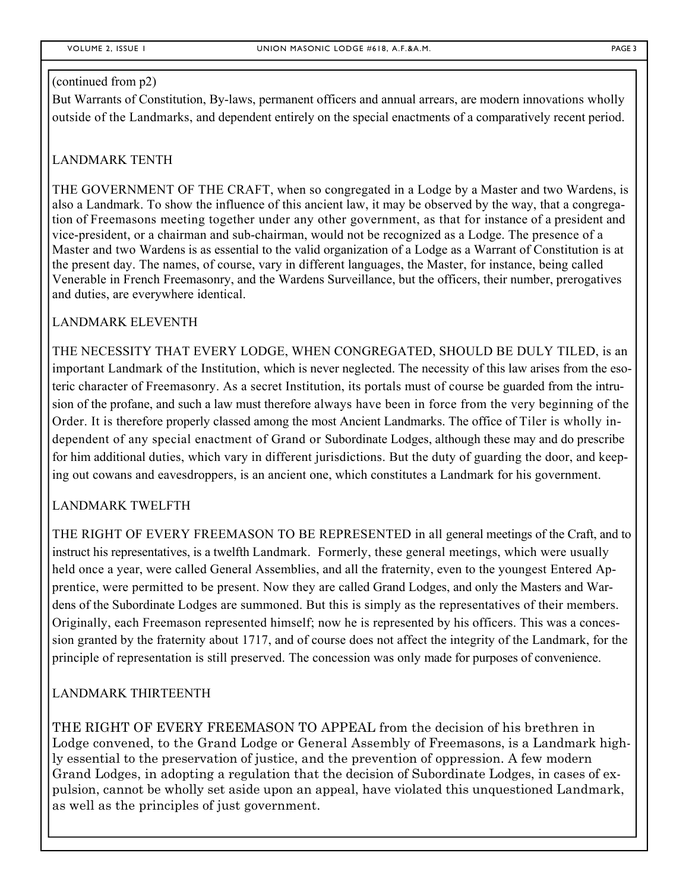(continued from p2)

But Warrants of Constitution, By-laws, permanent officers and annual arrears, are modern innovations wholly outside of the Landmarks, and dependent entirely on the special enactments of a comparatively recent period.

## LANDMARK TENTH

THE GOVERNMENT OF THE CRAFT, when so congregated in a Lodge by a Master and two Wardens, is also a Landmark. To show the influence of this ancient law, it may be observed by the way, that a congregation of Freemasons meeting together under any other government, as that for instance of a president and vice-president, or a chairman and sub-chairman, would not be recognized as a Lodge. The presence of a Master and two Wardens is as essential to the valid organization of a Lodge as a Warrant of Constitution is at the present day. The names, of course, vary in different languages, the Master, for instance, being called Venerable in French Freemasonry, and the Wardens Surveillance, but the officers, their number, prerogatives and duties, are everywhere identical.

## LANDMARK ELEVENTH

THE NECESSITY THAT EVERY LODGE, WHEN CONGREGATED, SHOULD BE DULY TILED, is an important Landmark of the Institution, which is never neglected. The necessity of this law arises from the esoteric character of Freemasonry. As a secret Institution, its portals must of course be guarded from the intrusion of the profane, and such a law must therefore always have been in force from the very beginning of the Order. It is therefore properly classed among the most Ancient Landmarks. The office of Tiler is wholly independent of any special enactment of Grand or Subordinate Lodges, although these may and do prescribe for him additional duties, which vary in different jurisdictions. But the duty of guarding the door, and keeping out cowans and eavesdroppers, is an ancient one, which constitutes a Landmark for his government.

## LANDMARK TWELFTH

THE RIGHT OF EVERY FREEMASON TO BE REPRESENTED in all general meetings of the Craft, and to instruct his representatives, is a twelfth Landmark. Formerly, these general meetings, which were usually held once a year, were called General Assemblies, and all the fraternity, even to the youngest Entered Apprentice, were permitted to be present. Now they are called Grand Lodges, and only the Masters and Wardens of the Subordinate Lodges are summoned. But this is simply as the representatives of their members. Originally, each Freemason represented himself; now he is represented by his officers. This was a concession granted by the fraternity about 1717, and of course does not affect the integrity of the Landmark, for the principle of representation is still preserved. The concession was only made for purposes of convenience.

## LANDMARK THIRTEENTH

THE RIGHT OF EVERY FREEMASON TO APPEAL from the decision of his brethren in Lodge convened, to the Grand Lodge or General Assembly of Freemasons, is a Landmark highly essential to the preservation of justice, and the prevention of oppression. A few modern Grand Lodges, in adopting a regulation that the decision of Subordinate Lodges, in cases of expulsion, cannot be wholly set aside upon an appeal, have violated this unquestioned Landmark, as well as the principles of just government.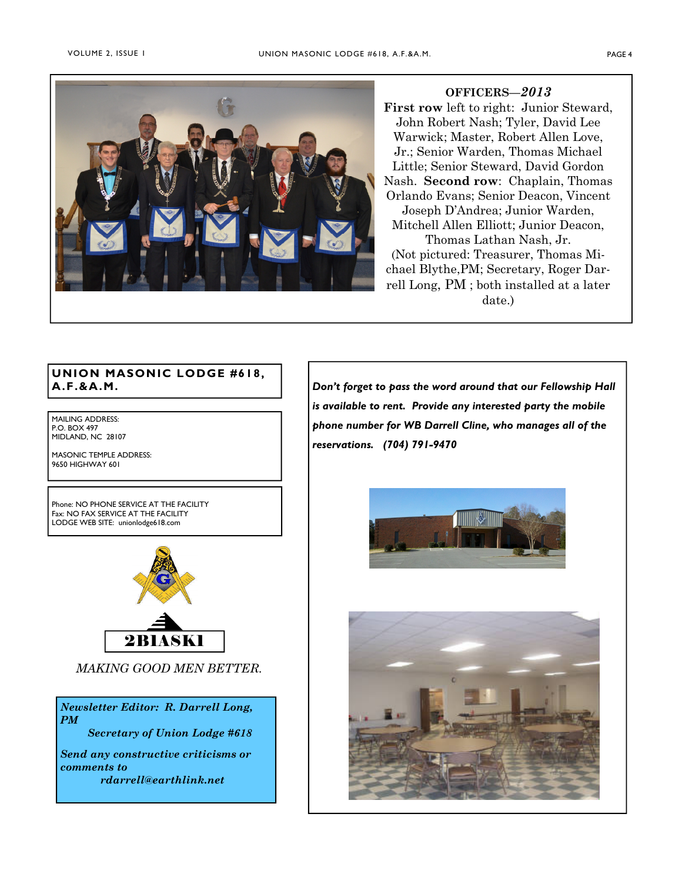**OFFICERS—*2013***

**First row** left to right: Junior Steward, John Robert Nash; Tyler, David Lee Warwick; Master, Robert Allen Love, Jr.; Senior Warden, Thomas Michael Little; Senior Steward, David Gordon Nash. **Second row**: Chaplain, Thomas Orlando Evans; Senior Deacon, Vincent Joseph D'Andrea; Junior Warden, Mitchell Allen Elliott; Junior Deacon, Thomas Lathan Nash, Jr. (Not pictured: Treasurer, Thomas Michael Blythe,PM; Secretary, Roger Darrell Long, PM ; both installed at a later date.)

## UNION MASONIC LODGE #618, A.F.&A.M.

MAILING ADDRESS:
P.O. BOX 497
MIDLAND, NC 28107

MASONIC TEMPLE ADDRESS:
9650 HIGHWAY 601

Phone: NO PHONE SERVICE AT THE FACILITY
Fax: NO FAX SERVICE AT THE FACILITY
LODGE WEB SITE: unionlodge618.com

2B1ASK1

*MAKING GOOD MEN BETTER.*

***Newsletter Editor: R. Darrell Long, PM***
***Secretary of Union Lodge #618***

***Send any constructive criticisms or comments to rdarrell@earthlink.net***

***Don't forget to pass the word around that our Fellowship Hall is available to rent. Provide any interested party the mobile phone number for WB Darrell Cline, who manages all of the reservations. (704) 791-9470***